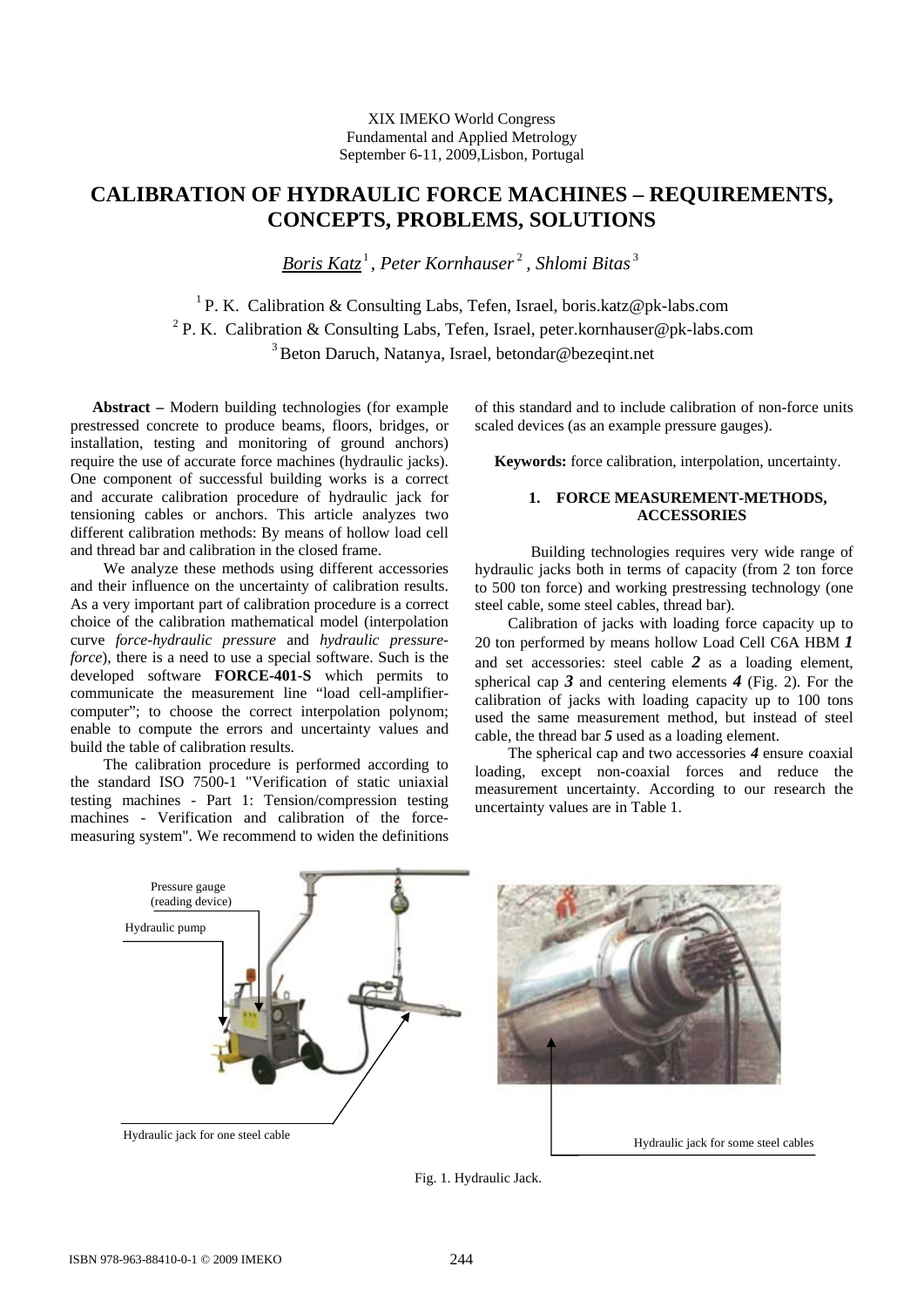XIX IMEKO World Congress
Fundamental and Applied Metrology
September 6-11, 2009, Lisbon, Portugal

# CALIBRATION OF HYDRAULIC FORCE MACHINES – REQUIREMENTS, CONCEPTS, PROBLEMS, SOLUTIONS

*Boris Katz* [1], *Peter Kornhauser* [2], *Shlomi Bitas* [3]

[1] P. K. Calibration & Consulting Labs, Tefen, Israel, boris.katz@pk-labs.com
[2] P. K. Calibration & Consulting Labs, Tefen, Israel, peter.kornhauser@pk-labs.com
[3] Beton Daruch, Natanya, Israel, betondar@bezeqint.net

**Abstract –** Modern building technologies (for example prestressed concrete to produce beams, floors, bridges, or installation, testing and monitoring of ground anchors) require the use of accurate force machines (hydraulic jacks). One component of successful building works is a correct and accurate calibration procedure of hydraulic jack for tensioning cables or anchors. This article analyzes two different calibration methods: By means of hollow load cell and thread bar and calibration in the closed frame.

We analyze these methods using different accessories and their influence on the uncertainty of calibration results. As a very important part of calibration procedure is a correct choice of the calibration mathematical model (interpolation curve *force-hydraulic pressure* and *hydraulic pressure-force*), there is a need to use a special software. Such is the developed software **FORCE-401-S** which permits to communicate the measurement line "load cell-amplifier-computer"; to choose the correct interpolation polynom; enable to compute the errors and uncertainty values and build the table of calibration results.

The calibration procedure is performed according to the standard ISO 7500-1 "Verification of static uniaxial testing machines - Part 1: Tension/compression testing machines - Verification and calibration of the force-measuring system". We recommend to widen the definitions of this standard and to include calibration of non-force units scaled devices (as an example pressure gauges).

**Keywords:** force calibration, interpolation, uncertainty.

## 1. FORCE MEASUREMENT-METHODS, ACCESSORIES

Building technologies requires very wide range of hydraulic jacks both in terms of capacity (from 2 ton force to 500 ton force) and working prestressing technology (one steel cable, some steel cables, thread bar).

Calibration of jacks with loading force capacity up to 20 ton performed by means hollow Load Cell C6A HBM ***1*** and set accessories: steel cable ***2*** as a loading element, spherical cap ***3*** and centering elements ***4*** (Fig. 2). For the calibration of jacks with loading capacity up to 100 tons used the same measurement method, but instead of steel cable, the thread bar ***5*** used as a loading element.

The spherical cap and two accessories ***4*** ensure coaxial loading, except non-coaxial forces and reduce the measurement uncertainty. According to our research the uncertainty values are in Table 1.

Pressure gauge (reading device)

Hydraulic pump

Hydraulic jack for one steel cable

Hydraulic jack for some steel cables

Fig. 1. Hydraulic Jack.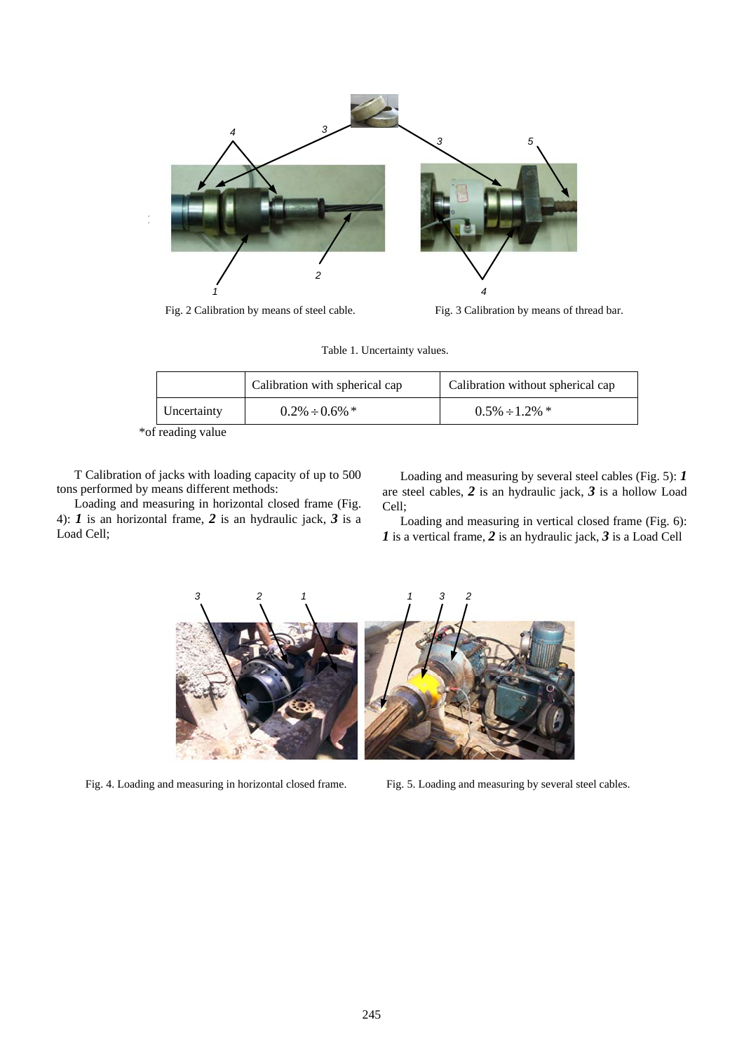Fig. 2 Calibration by means of steel cable.

Fig. 3 Calibration by means of thread bar.

Table 1. Uncertainty values.

| | Calibration with spherical cap | Calibration without spherical cap |
|---|---|---|
| Uncertainty | $0.2\% \div 0.6\%$ * | $0.5\% \div 1.2\%$ * |

*of reading value

T Calibration of jacks with loading capacity of up to 500 tons performed by means different methods:

Loading and measuring in horizontal closed frame (Fig. 4): ***1*** is an horizontal frame, ***2*** is an hydraulic jack, ***3*** is a Load Cell;

Loading and measuring by several steel cables (Fig. 5): ***1*** are steel cables, ***2*** is an hydraulic jack, ***3*** is a hollow Load Cell;

Loading and measuring in vertical closed frame (Fig. 6): ***1*** is a vertical frame, ***2*** is an hydraulic jack, ***3*** is a Load Cell

Fig. 4. Loading and measuring in horizontal closed frame.

Fig. 5. Loading and measuring by several steel cables.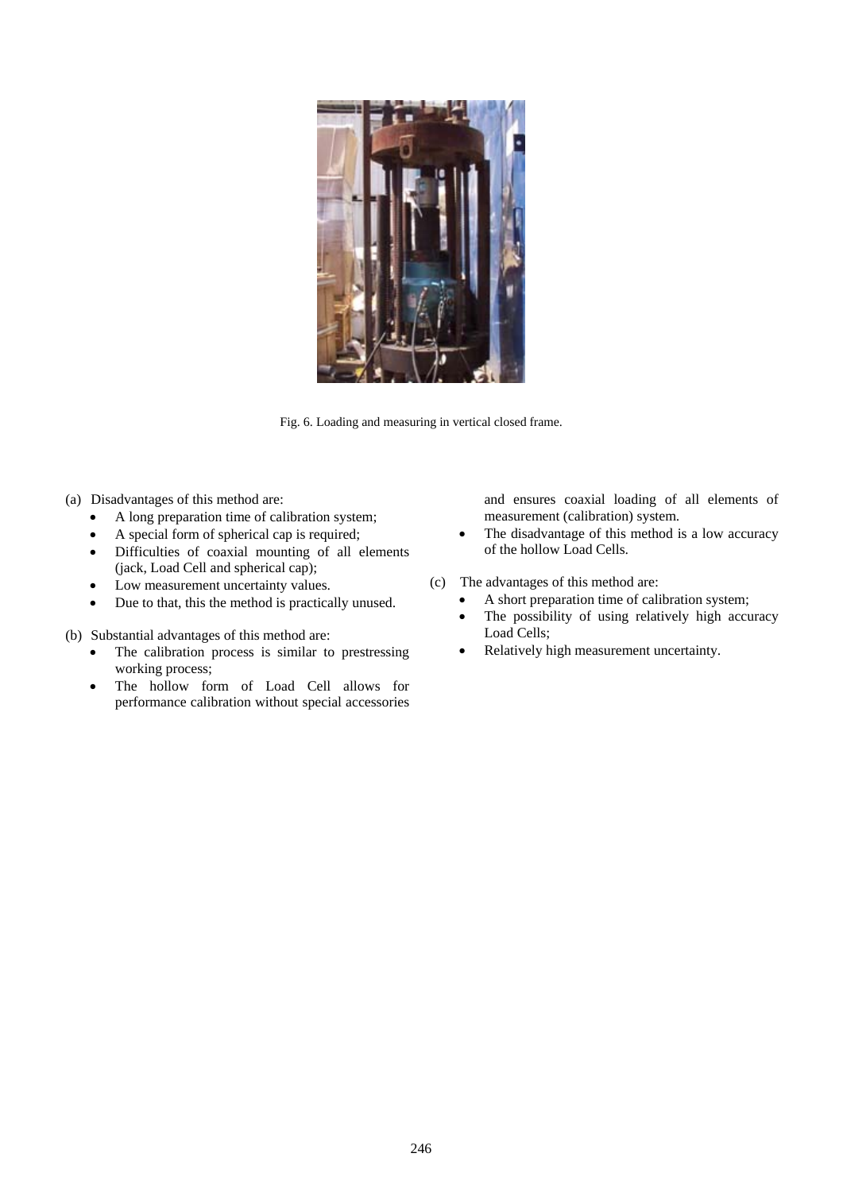Fig. 6. Loading and measuring in vertical closed frame.

(a) Disadvantages of this method are:

- A long preparation time of calibration system;
- A special form of spherical cap is required;
- Difficulties of coaxial mounting of all elements (jack, Load Cell and spherical cap);
- Low measurement uncertainty values.
- Due to that, this the method is practically unused.

(b) Substantial advantages of this method are:

- The calibration process is similar to prestressing working process;
- The hollow form of Load Cell allows for performance calibration without special accessories and ensures coaxial loading of all elements of measurement (calibration) system.
- The disadvantage of this method is a low accuracy of the hollow Load Cells.

(c) The advantages of this method are:

- A short preparation time of calibration system;
- The possibility of using relatively high accuracy Load Cells;
- Relatively high measurement uncertainty.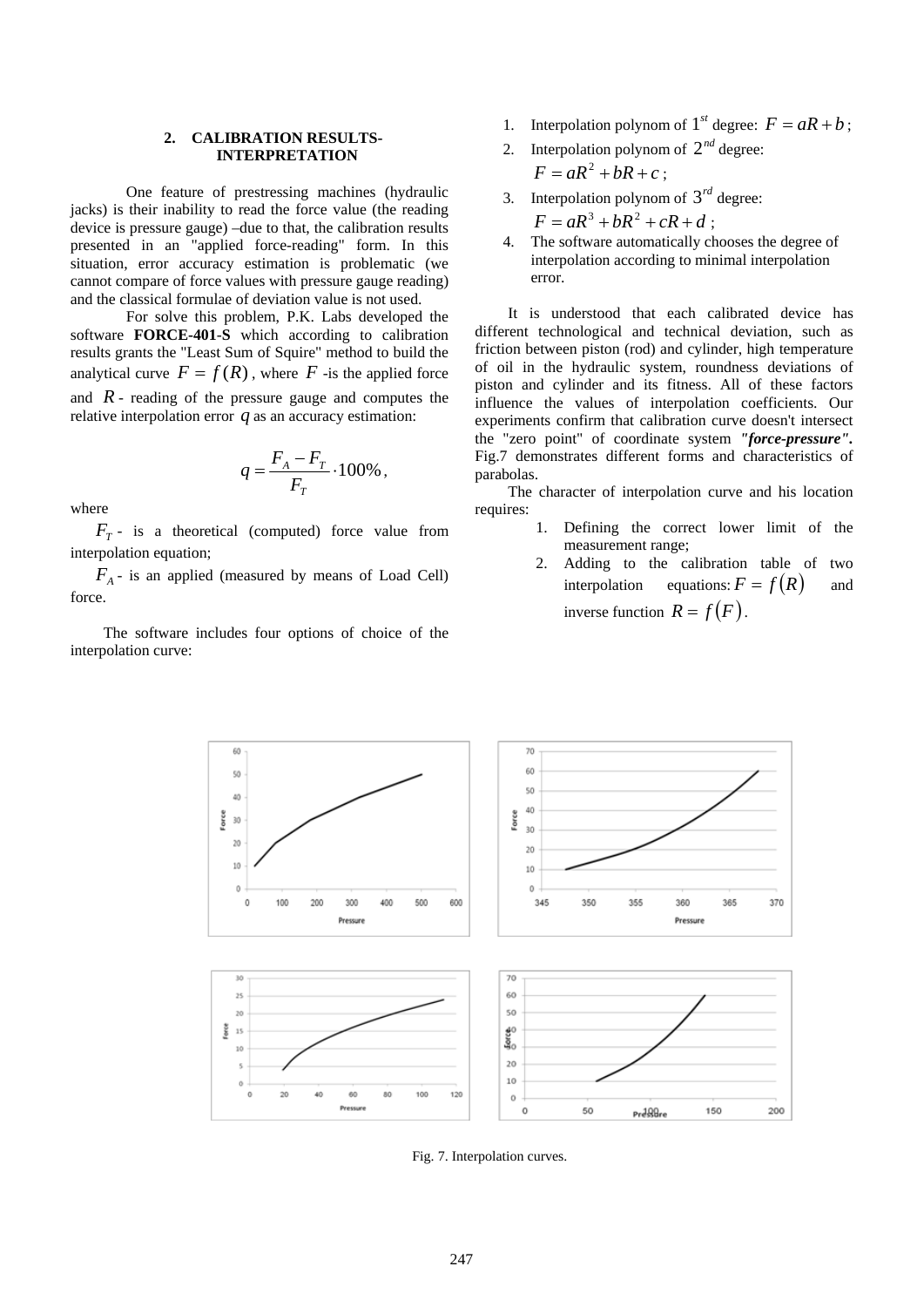## 2. CALIBRATION RESULTS-INTERPRETATION

One feature of prestressing machines (hydraulic jacks) is their inability to read the force value (the reading device is pressure gauge) –due to that, the calibration results presented in an "applied force-reading" form. In this situation, error accuracy estimation is problematic (we cannot compare of force values with pressure gauge reading) and the classical formulae of deviation value is not used.

For solve this problem, P.K. Labs developed the software **FORCE-401-S** which according to calibration results grants the "Least Sum of Squire" method to build the analytical curve $F = f(R)$, where $F$ -is the applied force and $R$ - reading of the pressure gauge and computes the relative interpolation error $q$ as an accuracy estimation:

$$q = \frac{F_A - F_T}{F_T} \cdot 100\%,$$

where

$F_T$ - is a theoretical (computed) force value from interpolation equation;

$F_A$ - is an applied (measured by means of Load Cell) force.

The software includes four options of choice of the interpolation curve:

1. Interpolation polynom of $1^{st}$ degree: $F = aR + b$;
2. Interpolation polynom of $2^{nd}$ degree: $F = aR^2 + bR + c$;
3. Interpolation polynom of $3^{rd}$ degree: $F = aR^3 + bR^2 + cR + d$;
4. The software automatically chooses the degree of interpolation according to minimal interpolation error.

It is understood that each calibrated device has different technological and technical deviation, such as friction between piston (rod) and cylinder, high temperature of oil in the hydraulic system, roundness deviations of piston and cylinder and its fitness. All of these factors influence the values of interpolation coefficients. Our experiments confirm that calibration curve doesn't intersect the "zero point" of coordinate system ***"force-pressure".*** Fig.7 demonstrates different forms and characteristics of parabolas.

The character of interpolation curve and his location requires:

1. Defining the correct lower limit of the measurement range;
2. Adding to the calibration table of two interpolation equations: $F = f(R)$ and inverse function $R = f(F)$.

Fig. 7. Interpolation curves.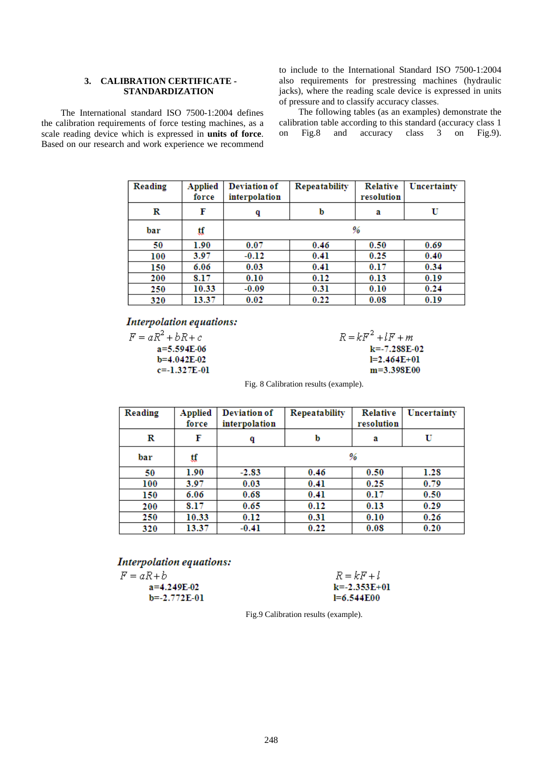## 3. CALIBRATION CERTIFICATE - STANDARDIZATION

The International standard ISO 7500-1:2004 defines the calibration requirements of force testing machines, as a scale reading device which is expressed in **units of force**. Based on our research and work experience we recommend to include to the International Standard ISO 7500-1:2004 also requirements for prestressing machines (hydraulic jacks), where the reading scale device is expressed in units of pressure and to classify accuracy classes.

The following tables (as an examples) demonstrate the calibration table according to this standard (accuracy class 1 on Fig.8 and accuracy class 3 on Fig.9).

| Reading | Applied force | Deviation of interpolation | Repeatability | Relative resolution | Uncertainty |
|---|---|---|---|---|---|
| R | F | q | b | a | U |
| bar | tf | % | | | |
| 50 | 1.90 | 0.07 | 0.46 | 0.50 | 0.69 |
| 100 | 3.97 | -0.12 | 0.41 | 0.25 | 0.40 |
| 150 | 6.06 | 0.03 | 0.41 | 0.17 | 0.34 |
| 200 | 8.17 | 0.10 | 0.12 | 0.13 | 0.19 |
| 250 | 10.33 | -0.09 | 0.31 | 0.10 | 0.24 |
| 320 | 13.37 | 0.02 | 0.22 | 0.08 | 0.19 |

*Interpolation equations:*

$$F = aR^2 + bR + c$$

a=5.594E-06
b=4.042E-02
c=-1.327E-01

$$R = kF^2 + lF + m$$

k=-7.288E-02
l=2.464E+01
m=3.398E00

Fig. 8 Calibration results (example).

| Reading | Applied force | Deviation of interpolation | Repeatability | Relative resolution | Uncertainty |
|---|---|---|---|---|---|
| R | F | q | b | a | U |
| bar | tf | % | | | |
| 50 | 1.90 | -2.83 | 0.46 | 0.50 | 1.28 |
| 100 | 3.97 | 0.03 | 0.41 | 0.25 | 0.79 |
| 150 | 6.06 | 0.68 | 0.41 | 0.17 | 0.50 |
| 200 | 8.17 | 0.65 | 0.12 | 0.13 | 0.29 |
| 250 | 10.33 | 0.12 | 0.31 | 0.10 | 0.26 |
| 320 | 13.37 | -0.41 | 0.22 | 0.08 | 0.20 |

*Interpolation equations:*

$$F = aR + b$$

a=4.249E-02
b=-2.772E-01

$$R = kF + l$$

k=-2.353E+01
l=6.544E00

Fig.9 Calibration results (example).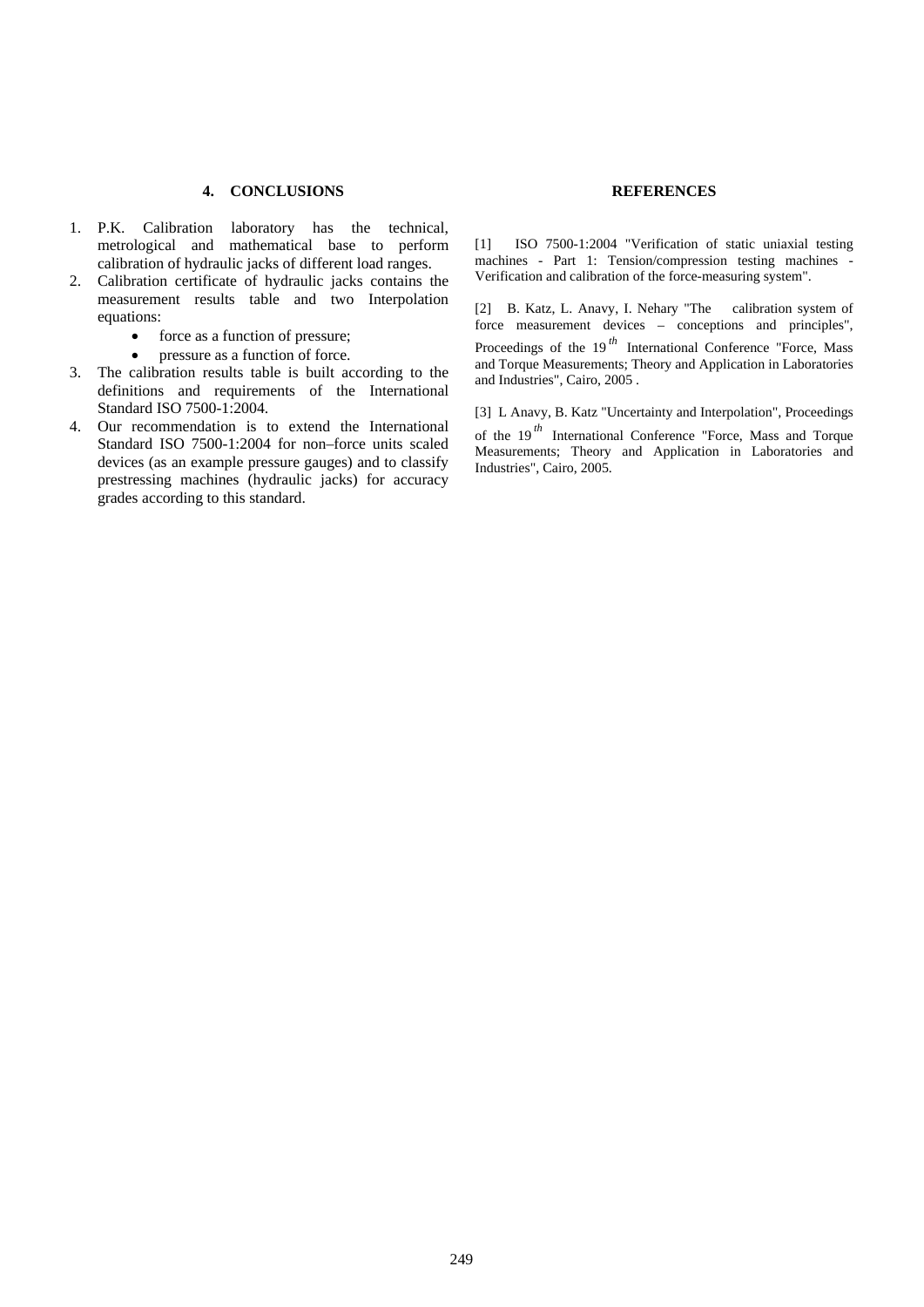## 4. CONCLUSIONS

1. P.K. Calibration laboratory has the technical, metrological and mathematical base to perform calibration of hydraulic jacks of different load ranges.
2. Calibration certificate of hydraulic jacks contains the measurement results table and two Interpolation equations:
   - force as a function of pressure;
   - pressure as a function of force.
3. The calibration results table is built according to the definitions and requirements of the International Standard ISO 7500-1:2004.
4. Our recommendation is to extend the International Standard ISO 7500-1:2004 for non–force units scaled devices (as an example pressure gauges) and to classify prestressing machines (hydraulic jacks) for accuracy grades according to this standard.

## REFERENCES

[1] ISO 7500-1:2004 "Verification of static uniaxial testing machines - Part 1: Tension/compression testing machines - Verification and calibration of the force-measuring system".

[2] B. Katz, L. Anavy, I. Nehary "The calibration system of force measurement devices – conceptions and principles", Proceedings of the 19th International Conference "Force, Mass and Torque Measurements; Theory and Application in Laboratories and Industries", Cairo, 2005 .

[3] L Anavy, B. Katz "Uncertainty and Interpolation", Proceedings of the 19th International Conference "Force, Mass and Torque Measurements; Theory and Application in Laboratories and Industries", Cairo, 2005.